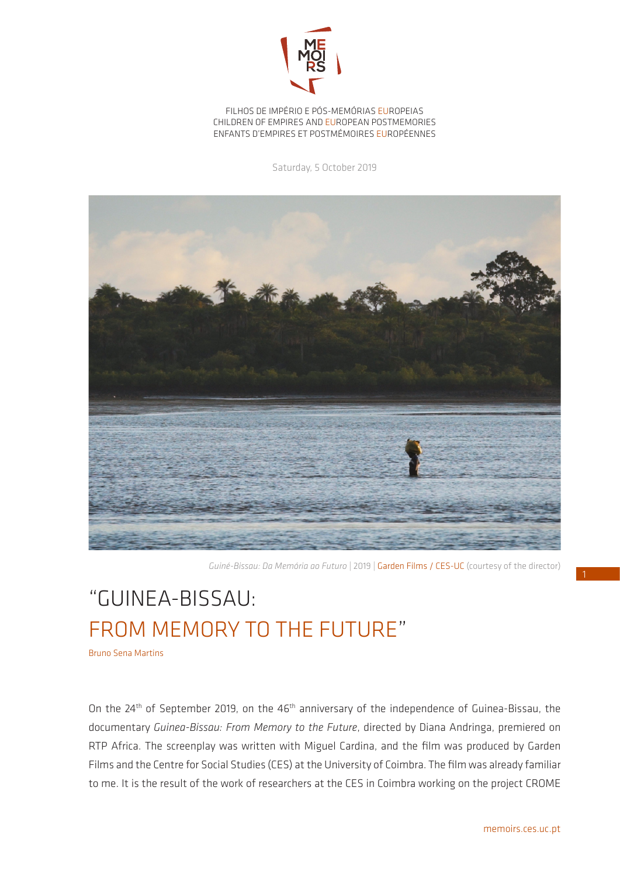FILHOS DE IMPÉRIO E PÓS-MEMÓRIAS EUROPEIAS
CHILDREN OF EMPIRES AND EUROPEAN POSTMEMORIES
ENFANTS D'EMPIRES ET POSTMÉMOIRES EUROPÉENNES

Saturday, 5 October 2019

*Guiné-Bissau: Da Memória ao Futuro* | 2019 | Garden Films / CES-UC (courtesy of the director)

# "GUINEA-BISSAU: FROM MEMORY TO THE FUTURE"

Bruno Sena Martins

On the 24th of September 2019, on the 46th anniversary of the independence of Guinea-Bissau, the documentary *Guinea-Bissau: From Memory to the Future*, directed by Diana Andringa, premiered on RTP Africa. The screenplay was written with Miguel Cardina, and the film was produced by Garden Films and the Centre for Social Studies (CES) at the University of Coimbra. The film was already familiar to me. It is the result of the work of researchers at the CES in Coimbra working on the project CROME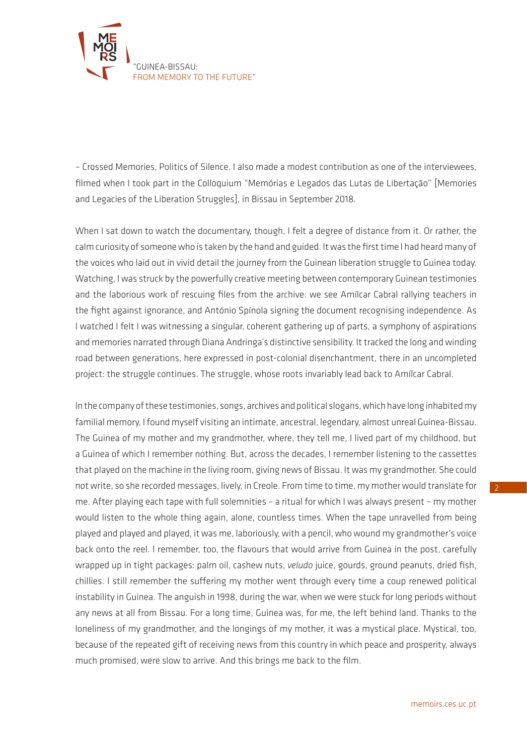– Crossed Memories, Politics of Silence. I also made a modest contribution as one of the interviewees, filmed when I took part in the Colloquium "Memórias e Legados das Lutas de Libertação" [Memories and Legacies of the Liberation Struggles], in Bissau in September 2018.

When I sat down to watch the documentary, though, I felt a degree of distance from it. Or rather, the calm curiosity of someone who is taken by the hand and guided. It was the first time I had heard many of the voices who laid out in vivid detail the journey from the Guinean liberation struggle to Guinea today. Watching, I was struck by the powerfully creative meeting between contemporary Guinean testimonies and the laborious work of rescuing files from the archive: we see Amílcar Cabral rallying teachers in the fight against ignorance, and António Spínola signing the document recognising independence. As I watched I felt I was witnessing a singular, coherent gathering up of parts, a symphony of aspirations and memories narrated through Diana Andringa's distinctive sensibility. It tracked the long and winding road between generations, here expressed in post-colonial disenchantment, there in an uncompleted project: the struggle continues. The struggle, whose roots invariably lead back to Amílcar Cabral.

In the company of these testimonies, songs, archives and political slogans, which have long inhabited my familial memory, I found myself visiting an intimate, ancestral, legendary, almost unreal Guinea-Bissau. The Guinea of my mother and my grandmother, where, they tell me, I lived part of my childhood, but a Guinea of which I remember nothing. But, across the decades, I remember listening to the cassettes that played on the machine in the living room, giving news of Bissau. It was my grandmother. She could not write, so she recorded messages, lively, in Creole. From time to time, my mother would translate for me. After playing each tape with full solemnities – a ritual for which I was always present – my mother would listen to the whole thing again, alone, countless times. When the tape unravelled from being played and played and played, it was me, laboriously, with a pencil, who wound my grandmother's voice back onto the reel. I remember, too, the flavours that would arrive from Guinea in the post, carefully wrapped up in tight packages: palm oil, cashew nuts, *veludo* juice, gourds, ground peanuts, dried fish, chillies. I still remember the suffering my mother went through every time a coup renewed political instability in Guinea. The anguish in 1998, during the war, when we were stuck for long periods without any news at all from Bissau. For a long time, Guinea was, for me, the left behind land. Thanks to the loneliness of my grandmother, and the longings of my mother, it was a mystical place. Mystical, too, because of the repeated gift of receiving news from this country in which peace and prosperity, always much promised, were slow to arrive. And this brings me back to the film.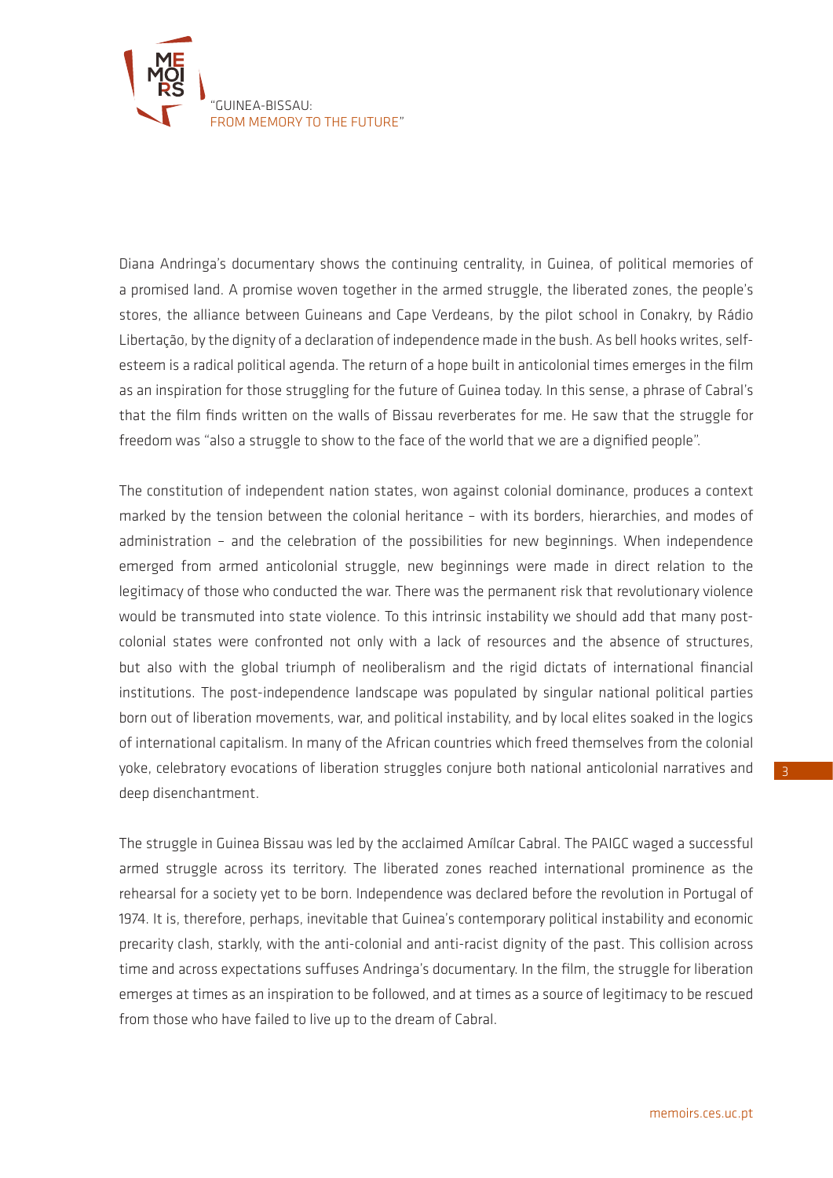Diana Andringa's documentary shows the continuing centrality, in Guinea, of political memories of a promised land. A promise woven together in the armed struggle, the liberated zones, the people's stores, the alliance between Guineans and Cape Verdeans, by the pilot school in Conakry, by Rádio Libertação, by the dignity of a declaration of independence made in the bush. As bell hooks writes, self-esteem is a radical political agenda. The return of a hope built in anticolonial times emerges in the film as an inspiration for those struggling for the future of Guinea today. In this sense, a phrase of Cabral's that the film finds written on the walls of Bissau reverberates for me. He saw that the struggle for freedom was "also a struggle to show to the face of the world that we are a dignified people".

The constitution of independent nation states, won against colonial dominance, produces a context marked by the tension between the colonial heritance – with its borders, hierarchies, and modes of administration – and the celebration of the possibilities for new beginnings. When independence emerged from armed anticolonial struggle, new beginnings were made in direct relation to the legitimacy of those who conducted the war. There was the permanent risk that revolutionary violence would be transmuted into state violence. To this intrinsic instability we should add that many post-colonial states were confronted not only with a lack of resources and the absence of structures, but also with the global triumph of neoliberalism and the rigid dictats of international financial institutions. The post-independence landscape was populated by singular national political parties born out of liberation movements, war, and political instability, and by local elites soaked in the logics of international capitalism. In many of the African countries which freed themselves from the colonial yoke, celebratory evocations of liberation struggles conjure both national anticolonial narratives and deep disenchantment.

The struggle in Guinea Bissau was led by the acclaimed Amílcar Cabral. The PAIGC waged a successful armed struggle across its territory. The liberated zones reached international prominence as the rehearsal for a society yet to be born. Independence was declared before the revolution in Portugal of 1974. It is, therefore, perhaps, inevitable that Guinea's contemporary political instability and economic precarity clash, starkly, with the anti-colonial and anti-racist dignity of the past. This collision across time and across expectations suffuses Andringa's documentary. In the film, the struggle for liberation emerges at times as an inspiration to be followed, and at times as a source of legitimacy to be rescued from those who have failed to live up to the dream of Cabral.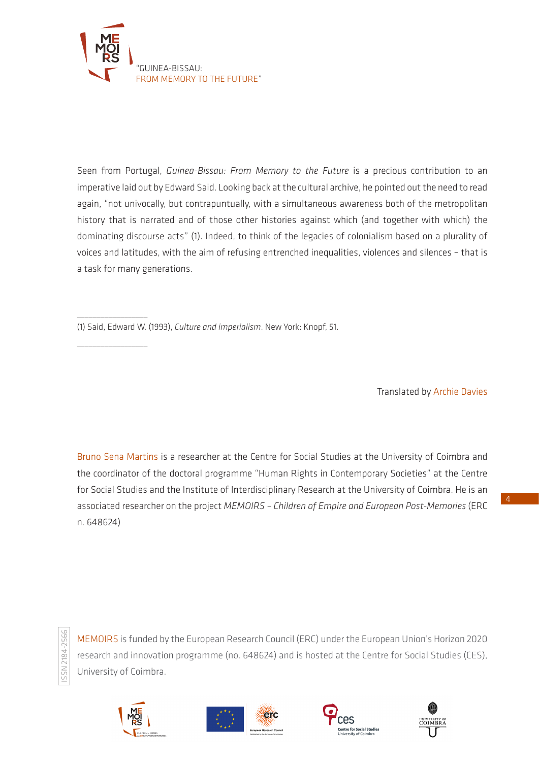Seen from Portugal, *Guinea-Bissau: From Memory to the Future* is a precious contribution to an imperative laid out by Edward Said. Looking back at the cultural archive, he pointed out the need to read again, "not univocally, but contrapuntually, with a simultaneous awareness both of the metropolitan history that is narrated and of those other histories against which (and together with which) the dominating discourse acts" (1). Indeed, to think of the legacies of colonialism based on a plurality of voices and latitudes, with the aim of refusing entrenched inequalities, violences and silences – that is a task for many generations.

---

(1) Said, Edward W. (1993), *Culture and imperialism*. New York: Knopf, 51.

---

Translated by Archie Davies

Bruno Sena Martins is a researcher at the Centre for Social Studies at the University of Coimbra and the coordinator of the doctoral programme "Human Rights in Contemporary Societies" at the Centre for Social Studies and the Institute of Interdisciplinary Research at the University of Coimbra. He is an associated researcher on the project *MEMOIRS – Children of Empire and European Post-Memories* (ERC n. 648624)

ISSN 2184-2566

MEMOIRS is funded by the European Research Council (ERC) under the European Union's Horizon 2020 research and innovation programme (no. 648624) and is hosted at the Centre for Social Studies (CES), University of Coimbra.